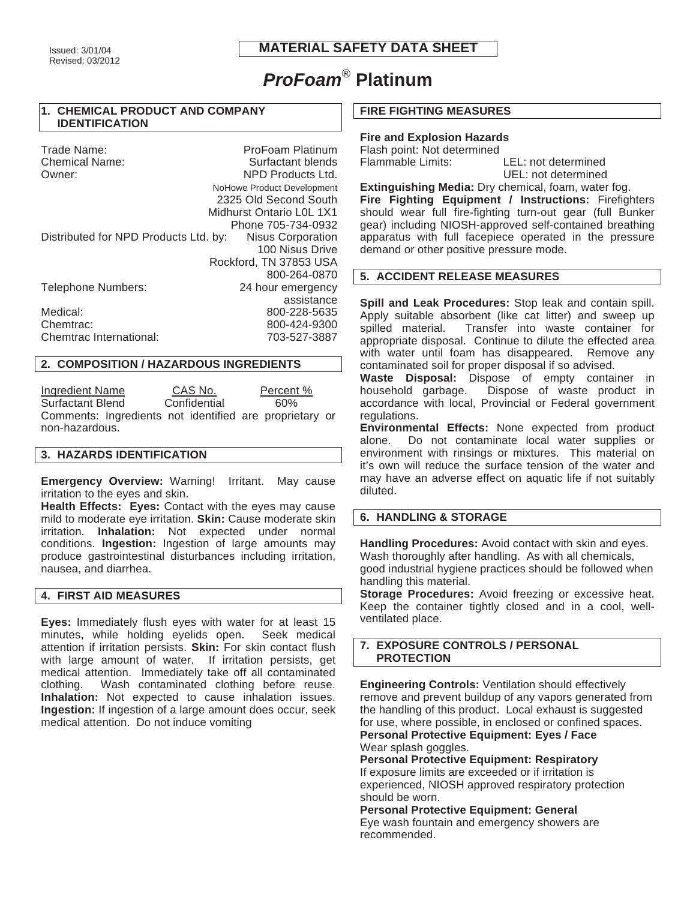Issued: 3/01/04
Revised: 03/2012

# MATERIAL SAFETY DATA SHEET

# *ProFoam*® Platinum

## 1. CHEMICAL PRODUCT AND COMPANY IDENTIFICATION

| | |
|---|---|
| Trade Name: | ProFoam Platinum |
| Chemical Name: | Surfactant blends |
| Owner: | NPD Products Ltd. |
| | NoHowe Product Development |
| | 2325 Old Second South |
| | Midhurst Ontario L0L 1X1 |
| | Phone 705-734-0932 |
| Distributed for NPD Products Ltd. by: | Nisus Corporation |
| | 100 Nisus Drive |
| | Rockford, TN 37853 USA |
| | 800-264-0870 |
| Telephone Numbers: | 24 hour emergency assistance |
| Medical: | 800-228-5635 |
| Chemtrac: | 800-424-9300 |
| Chemtrac International: | 703-527-3887 |

## 2. COMPOSITION / HAZARDOUS INGREDIENTS

| Ingredient Name | CAS No. | Percent % |
|---|---|---|
| Surfactant Blend | Confidential | 60% |

Comments: Ingredients not identified are proprietary or non-hazardous.

## 3. HAZARDS IDENTIFICATION

**Emergency Overview:** Warning! Irritant. May cause irritation to the eyes and skin.

**Health Effects: Eyes:** Contact with the eyes may cause mild to moderate eye irritation. **Skin:** Cause moderate skin irritation. **Inhalation:** Not expected under normal conditions. **Ingestion:** Ingestion of large amounts may produce gastrointestinal disturbances including irritation, nausea, and diarrhea.

## 4. FIRST AID MEASURES

**Eyes:** Immediately flush eyes with water for at least 15 minutes, while holding eyelids open. Seek medical attention if irritation persists. **Skin:** For skin contact flush with large amount of water. If irritation persists, get medical attention. Immediately take off all contaminated clothing. Wash contaminated clothing before reuse. **Inhalation:** Not expected to cause inhalation issues. **Ingestion:** If ingestion of a large amount does occur, seek medical attention. Do not induce vomiting

## FIRE FIGHTING MEASURES

**Fire and Explosion Hazards**

Flash point: Not determined

Flammable Limits: LEL: not determined
UEL: not determined

**Extinguishing Media:** Dry chemical, foam, water fog.

**Fire Fighting Equipment / Instructions:** Firefighters should wear full fire-fighting turn-out gear (full Bunker gear) including NIOSH-approved self-contained breathing apparatus with full facepiece operated in the pressure demand or other positive pressure mode.

## 5. ACCIDENT RELEASE MEASURES

**Spill and Leak Procedures:** Stop leak and contain spill. Apply suitable absorbent (like cat litter) and sweep up spilled material. Transfer into waste container for appropriate disposal. Continue to dilute the effected area with water until foam has disappeared. Remove any contaminated soil for proper disposal if so advised.

**Waste Disposal:** Dispose of empty container in household garbage. Dispose of waste product in accordance with local, Provincial or Federal government regulations.

**Environmental Effects:** None expected from product alone. Do not contaminate local water supplies or environment with rinsings or mixtures. This material on it's own will reduce the surface tension of the water and may have an adverse effect on aquatic life if not suitably diluted.

## 6. HANDLING & STORAGE

**Handling Procedures:** Avoid contact with skin and eyes. Wash thoroughly after handling. As with all chemicals, good industrial hygiene practices should be followed when handling this material.

**Storage Procedures:** Avoid freezing or excessive heat. Keep the container tightly closed and in a cool, well-ventilated place.

## 7. EXPOSURE CONTROLS / PERSONAL PROTECTION

**Engineering Controls:** Ventilation should effectively remove and prevent buildup of any vapors generated from the handling of this product. Local exhaust is suggested for use, where possible, in enclosed or confined spaces.

**Personal Protective Equipment: Eyes / Face**
Wear splash goggles.

**Personal Protective Equipment: Respiratory**
If exposure limits are exceeded or if irritation is experienced, NIOSH approved respiratory protection should be worn.

**Personal Protective Equipment: General**
Eye wash fountain and emergency showers are recommended.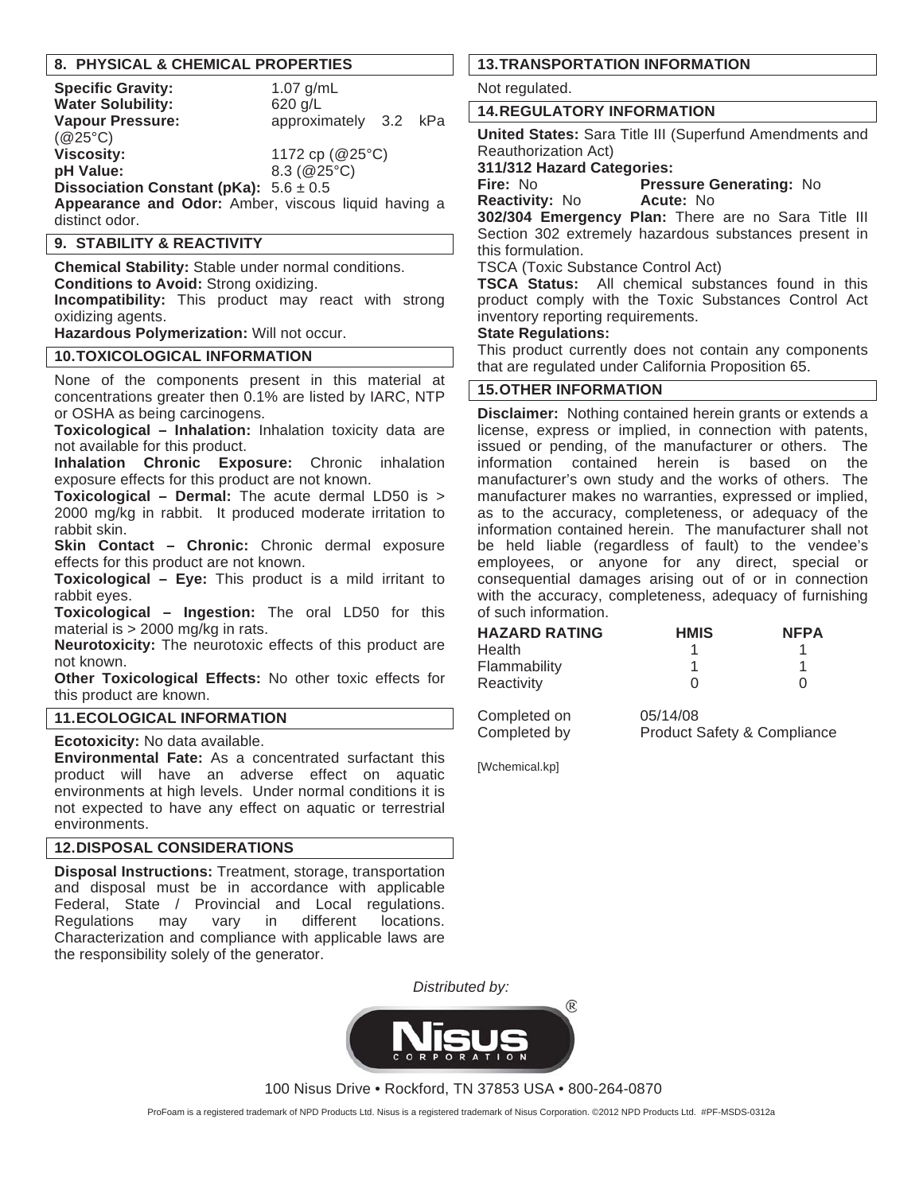## 8. PHYSICAL & CHEMICAL PROPERTIES

**Specific Gravity:** 1.07 g/mL
**Water Solubility:** 620 g/L
**Vapour Pressure:** approximately 3.2 kPa (@25°C)
**Viscosity:** 1172 cp (@25°C)
**pH Value:** 8.3 (@25°C)
**Dissociation Constant (pKa):** 5.6 ± 0.5
**Appearance and Odor:** Amber, viscous liquid having a distinct odor.

## 9. STABILITY & REACTIVITY

**Chemical Stability:** Stable under normal conditions.
**Conditions to Avoid:** Strong oxidizing.
**Incompatibility:** This product may react with strong oxidizing agents.
**Hazardous Polymerization:** Will not occur.

## 10. TOXICOLOGICAL INFORMATION

None of the components present in this material at concentrations greater then 0.1% are listed by IARC, NTP or OSHA as being carcinogens.
**Toxicological – Inhalation:** Inhalation toxicity data are not available for this product.
**Inhalation Chronic Exposure:** Chronic inhalation exposure effects for this product are not known.
**Toxicological – Dermal:** The acute dermal LD50 is > 2000 mg/kg in rabbit. It produced moderate irritation to rabbit skin.
**Skin Contact – Chronic:** Chronic dermal exposure effects for this product are not known.
**Toxicological – Eye:** This product is a mild irritant to rabbit eyes.
**Toxicological – Ingestion:** The oral LD50 for this material is > 2000 mg/kg in rats.
**Neurotoxicity:** The neurotoxic effects of this product are not known.
**Other Toxicological Effects:** No other toxic effects for this product are known.

## 11. ECOLOGICAL INFORMATION

**Ecotoxicity:** No data available.
**Environmental Fate:** As a concentrated surfactant this product will have an adverse effect on aquatic environments at high levels. Under normal conditions it is not expected to have any effect on aquatic or terrestrial environments.

## 12. DISPOSAL CONSIDERATIONS

**Disposal Instructions:** Treatment, storage, transportation and disposal must be in accordance with applicable Federal, State / Provincial and Local regulations. Regulations may vary in different locations. Characterization and compliance with applicable laws are the responsibility solely of the generator.

## 13. TRANSPORTATION INFORMATION

Not regulated.

## 14. REGULATORY INFORMATION

**United States:** Sara Title III (Superfund Amendments and Reauthorization Act)
**311/312 Hazard Categories:**
**Fire:** No **Pressure Generating:** No
**Reactivity:** No **Acute:** No
**302/304 Emergency Plan:** There are no Sara Title III Section 302 extremely hazardous substances present in this formulation.
TSCA (Toxic Substance Control Act)
**TSCA Status:** All chemical substances found in this product comply with the Toxic Substances Control Act inventory reporting requirements.
**State Regulations:**
This product currently does not contain any components that are regulated under California Proposition 65.

## 15. OTHER INFORMATION

**Disclaimer:** Nothing contained herein grants or extends a license, express or implied, in connection with patents, issued or pending, of the manufacturer or others. The information contained herein is based on the manufacturer's own study and the works of others. The manufacturer makes no warranties, expressed or implied, as to the accuracy, completeness, or adequacy of the information contained herein. The manufacturer shall not be held liable (regardless of fault) to the vendee's employees, or anyone for any direct, special or consequential damages arising out of or in connection with the accuracy, completeness, adequacy of furnishing of such information.

| HAZARD RATING | HMIS | NFPA |
|---|---|---|
| Health | 1 | 1 |
| Flammability | 1 | 1 |
| Reactivity | 0 | 0 |

Completed on 05/14/08
Completed by Product Safety & Compliance

[Wchemical.kp]

*Distributed by:*

Nisus® CORPORATION

100 Nisus Drive • Rockford, TN 37853 USA • 800-264-0870

ProFoam is a registered trademark of NPD Products Ltd. Nisus is a registered trademark of Nisus Corporation. ©2012 NPD Products Ltd. #PF-MSDS-0312a